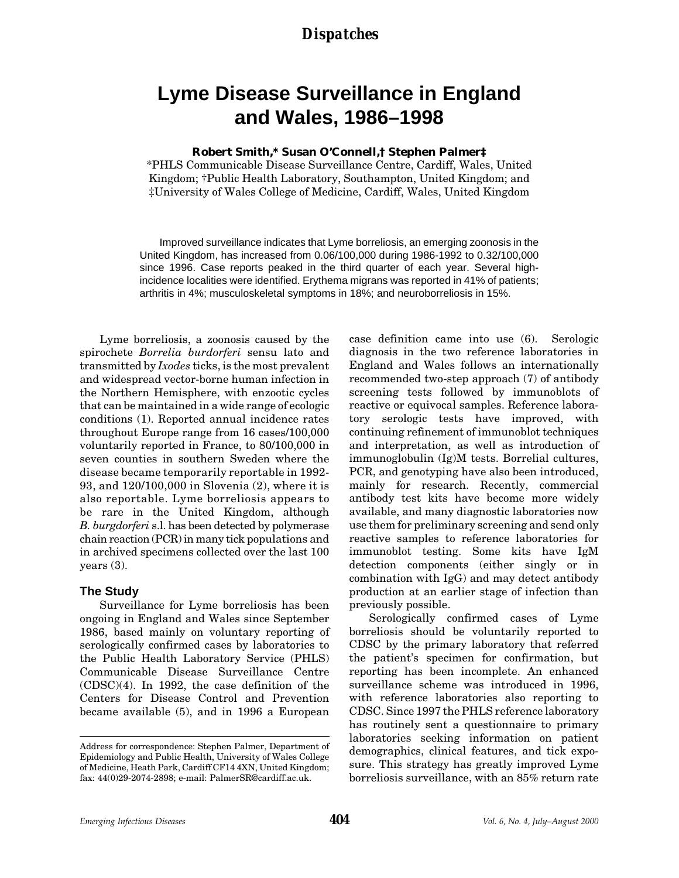# Lyme Disease Surveillance in England and Wales, 1986–1998

**Robert Smith,* Susan O'Connell,† Stephen Palmer‡**

*PHLS Communicable Disease Surveillance Centre, Cardiff, Wales, United Kingdom; †Public Health Laboratory, Southampton, United Kingdom; and ‡University of Wales College of Medicine, Cardiff, Wales, United Kingdom

Improved surveillance indicates that Lyme borreliosis, an emerging zoonosis in the United Kingdom, has increased from 0.06/100,000 during 1986-1992 to 0.32/100,000 since 1996. Case reports peaked in the third quarter of each year. Several high-incidence localities were identified. Erythema migrans was reported in 41% of patients; arthritis in 4%; musculoskeletal symptoms in 18%; and neuroborreliosis in 15%.

Lyme borreliosis, a zoonosis caused by the spirochete *Borrelia burdorferi* sensu lato and transmitted by *Ixodes* ticks, is the most prevalent and widespread vector-borne human infection in the Northern Hemisphere, with enzootic cycles that can be maintained in a wide range of ecologic conditions (1). Reported annual incidence rates throughout Europe range from 16 cases/100,000 voluntarily reported in France, to 80/100,000 in seven counties in southern Sweden where the disease became temporarily reportable in 1992-93, and 120/100,000 in Slovenia (2), where it is also reportable. Lyme borreliosis appears to be rare in the United Kingdom, although *B. burgdorferi* s.l. has been detected by polymerase chain reaction (PCR) in many tick populations and in archived specimens collected over the last 100 years (3).

## The Study

Surveillance for Lyme borreliosis has been ongoing in England and Wales since September 1986, based mainly on voluntary reporting of serologically confirmed cases by laboratories to the Public Health Laboratory Service (PHLS) Communicable Disease Surveillance Centre (CDSC)(4). In 1992, the case definition of the Centers for Disease Control and Prevention became available (5), and in 1996 a European case definition came into use (6). Serologic diagnosis in the two reference laboratories in England and Wales follows an internationally recommended two-step approach (7) of antibody screening tests followed by immunoblots of reactive or equivocal samples. Reference laboratory serologic tests have improved, with continuing refinement of immunoblot techniques and interpretation, as well as introduction of immunoglobulin (Ig)M tests. Borrelial cultures, PCR, and genotyping have also been introduced, mainly for research. Recently, commercial antibody test kits have become more widely available, and many diagnostic laboratories now use them for preliminary screening and send only reactive samples to reference laboratories for immunoblot testing. Some kits have IgM detection components (either singly or in combination with IgG) and may detect antibody production at an earlier stage of infection than previously possible.

Serologically confirmed cases of Lyme borreliosis should be voluntarily reported to CDSC by the primary laboratory that referred the patient's specimen for confirmation, but reporting has been incomplete. An enhanced surveillance scheme was introduced in 1996, with reference laboratories also reporting to CDSC. Since 1997 the PHLS reference laboratory has routinely sent a questionnaire to primary laboratories seeking information on patient demographics, clinical features, and tick exposure. This strategy has greatly improved Lyme borreliosis surveillance, with an 85% return rate

---

Address for correspondence: Stephen Palmer, Department of Epidemiology and Public Health, University of Wales College of Medicine, Heath Park, Cardiff CF14 4XN, United Kingdom; fax: 44(0)29-2074-2898; e-mail: PalmerSR@cardiff.ac.uk.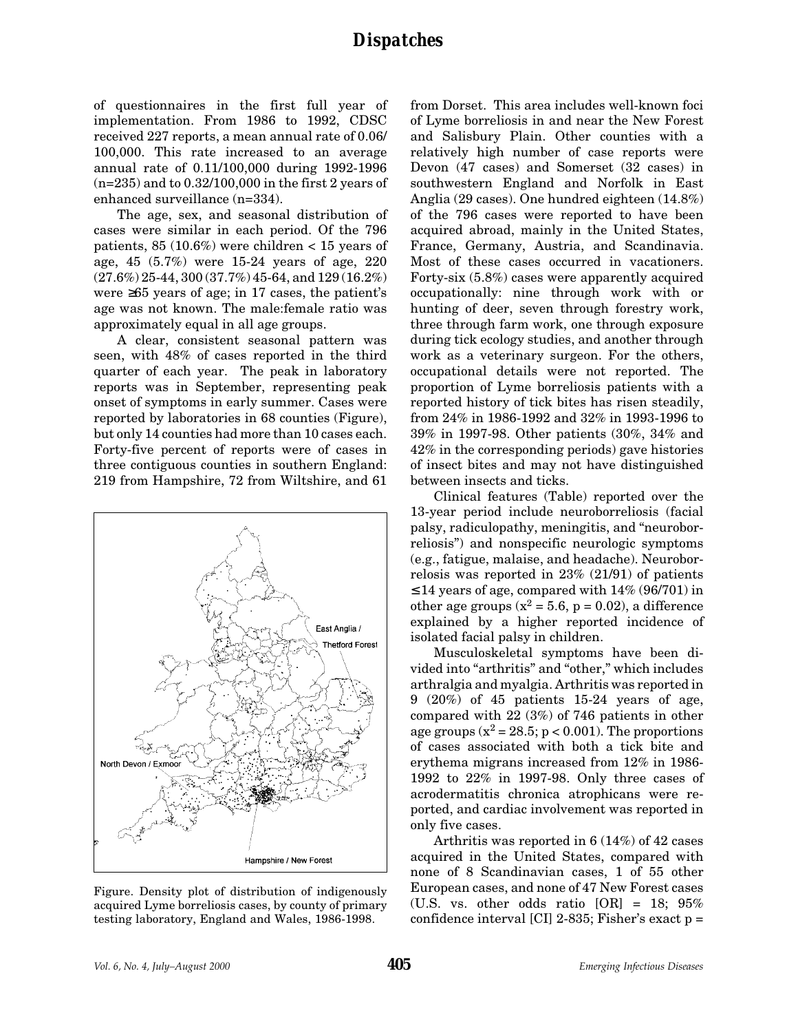of questionnaires in the first full year of implementation. From 1986 to 1992, CDSC received 227 reports, a mean annual rate of 0.06/100,000. This rate increased to an average annual rate of 0.11/100,000 during 1992-1996 (n=235) and to 0.32/100,000 in the first 2 years of enhanced surveillance (n=334).

The age, sex, and seasonal distribution of cases were similar in each period. Of the 796 patients, 85 (10.6%) were children < 15 years of age, 45 (5.7%) were 15-24 years of age, 220 (27.6%) 25-44, 300 (37.7%) 45-64, and 129 (16.2%) were ≥65 years of age; in 17 cases, the patient's age was not known. The male:female ratio was approximately equal in all age groups.

A clear, consistent seasonal pattern was seen, with 48% of cases reported in the third quarter of each year. The peak in laboratory reports was in September, representing peak onset of symptoms in early summer. Cases were reported by laboratories in 68 counties (Figure), but only 14 counties had more than 10 cases each. Forty-five percent of reports were of cases in three contiguous counties in southern England: 219 from Hampshire, 72 from Wiltshire, and 61 from Dorset. This area includes well-known foci of Lyme borreliosis in and near the New Forest and Salisbury Plain. Other counties with a relatively high number of case reports were Devon (47 cases) and Somerset (32 cases) in southwestern England and Norfolk in East Anglia (29 cases). One hundred eighteen (14.8%) of the 796 cases were reported to have been acquired abroad, mainly in the United States, France, Germany, Austria, and Scandinavia. Most of these cases occurred in vacationers. Forty-six (5.8%) cases were apparently acquired occupationally: nine through work with or hunting of deer, seven through forestry work, three through farm work, one through exposure during tick ecology studies, and another through work as a veterinary surgeon. For the others, occupational details were not reported. The proportion of Lyme borreliosis patients with a reported history of tick bites has risen steadily, from 24% in 1986-1992 and 32% in 1993-1996 to 39% in 1997-98. Other patients (30%, 34% and 42% in the corresponding periods) gave histories of insect bites and may not have distinguished between insects and ticks.

Figure. Density plot of distribution of indigenously acquired Lyme borreliosis cases, by county of primary testing laboratory, England and Wales, 1986-1998.

Clinical features (Table) reported over the 13-year period include neuroborreliosis (facial palsy, radiculopathy, meningitis, and "neuroborreliosis") and nonspecific neurologic symptoms (e.g., fatigue, malaise, and headache). Neuroborrelosis was reported in 23% (21/91) of patients ≤14 years of age, compared with 14% (96/701) in other age groups ($x^2 = 5.6$, $p = 0.02$), a difference explained by a higher reported incidence of isolated facial palsy in children.

Musculoskeletal symptoms have been divided into "arthritis" and "other," which includes arthralgia and myalgia. Arthritis was reported in 9 (20%) of 45 patients 15-24 years of age, compared with 22 (3%) of 746 patients in other age groups ($x^2 = 28.5$; $p < 0.001$). The proportions of cases associated with both a tick bite and erythema migrans increased from 12% in 1986-1992 to 22% in 1997-98. Only three cases of acrodermatitis chronica atrophicans were reported, and cardiac involvement was reported in only five cases.

Arthritis was reported in 6 (14%) of 42 cases acquired in the United States, compared with none of 8 Scandinavian cases, 1 of 55 other European cases, and none of 47 New Forest cases (U.S. vs. other odds ratio [OR] = 18; 95% confidence interval [CI] 2-835; Fisher's exact p =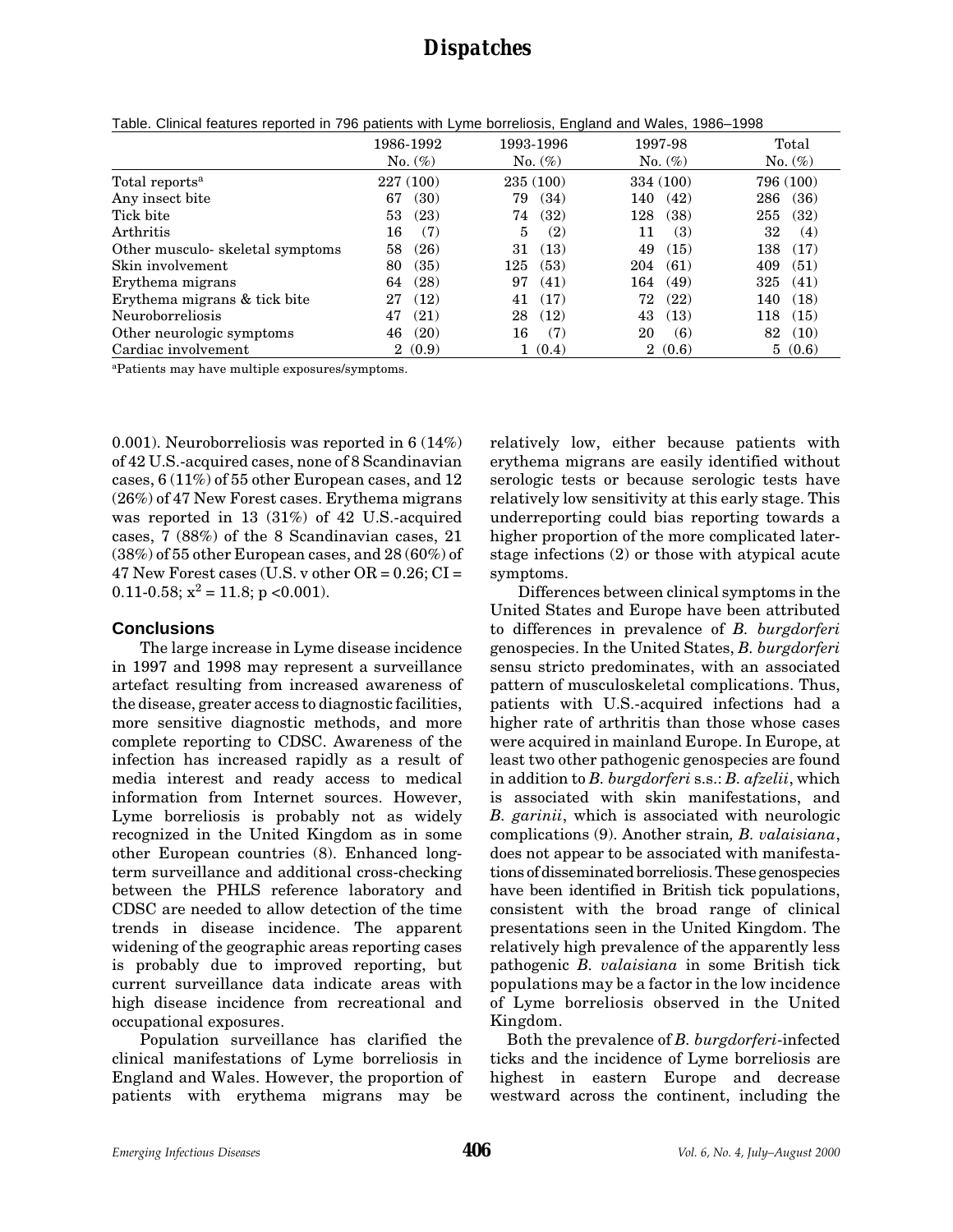Table. Clinical features reported in 796 patients with Lyme borreliosis, England and Wales, 1986–1998

| | 1986-1992 No. (%) | 1993-1996 No. (%) | 1997-98 No. (%) | Total No. (%) |
|---|---|---|---|---|
| Total reports[a] | 227 (100) | 235 (100) | 334 (100) | 796 (100) |
| Any insect bite | 67 (30) | 79 (34) | 140 (42) | 286 (36) |
| Tick bite | 53 (23) | 74 (32) | 128 (38) | 255 (32) |
| Arthritis | 16 (7) | 5 (2) | 11 (3) | 32 (4) |
| Other musculo- skeletal symptoms | 58 (26) | 31 (13) | 49 (15) | 138 (17) |
| Skin involvement | 80 (35) | 125 (53) | 204 (61) | 409 (51) |
| Erythema migrans | 64 (28) | 97 (41) | 164 (49) | 325 (41) |
| Erythema migrans & tick bite | 27 (12) | 41 (17) | 72 (22) | 140 (18) |
| Neuroborreliosis | 47 (21) | 28 (12) | 43 (13) | 118 (15) |
| Other neurologic symptoms | 46 (20) | 16 (7) | 20 (6) | 82 (10) |
| Cardiac involvement | 2 (0.9) | 1 (0.4) | 2 (0.6) | 5 (0.6) |

[a]Patients may have multiple exposures/symptoms.

0.001). Neuroborreliosis was reported in 6 (14%) of 42 U.S.-acquired cases, none of 8 Scandinavian cases, 6 (11%) of 55 other European cases, and 12 (26%) of 47 New Forest cases. Erythema migrans was reported in 13 (31%) of 42 U.S.-acquired cases, 7 (88%) of the 8 Scandinavian cases, 21 (38%) of 55 other European cases, and 28 (60%) of 47 New Forest cases (U.S. v other OR = 0.26; CI = 0.11-0.58; $x^2$ = 11.8; p <0.001).

## Conclusions

The large increase in Lyme disease incidence in 1997 and 1998 may represent a surveillance artefact resulting from increased awareness of the disease, greater access to diagnostic facilities, more sensitive diagnostic methods, and more complete reporting to CDSC. Awareness of the infection has increased rapidly as a result of media interest and ready access to medical information from Internet sources. However, Lyme borreliosis is probably not as widely recognized in the United Kingdom as in some other European countries (8). Enhanced long-term surveillance and additional cross-checking between the PHLS reference laboratory and CDSC are needed to allow detection of the time trends in disease incidence. The apparent widening of the geographic areas reporting cases is probably due to improved reporting, but current surveillance data indicate areas with high disease incidence from recreational and occupational exposures.

Population surveillance has clarified the clinical manifestations of Lyme borreliosis in England and Wales. However, the proportion of patients with erythema migrans may be relatively low, either because patients with erythema migrans are easily identified without serologic tests or because serologic tests have relatively low sensitivity at this early stage. This underreporting could bias reporting towards a higher proportion of the more complicated later-stage infections (2) or those with atypical acute symptoms.

Differences between clinical symptoms in the United States and Europe have been attributed to differences in prevalence of *B. burgdorferi* genospecies. In the United States, *B. burgdorferi* sensu stricto predominates, with an associated pattern of musculoskeletal complications. Thus, patients with U.S.-acquired infections had a higher rate of arthritis than those whose cases were acquired in mainland Europe. In Europe, at least two other pathogenic genospecies are found in addition to *B. burgdorferi* s.s.: *B. afzelii*, which is associated with skin manifestations, and *B. garinii*, which is associated with neurologic complications (9). Another strain, *B. valaisiana*, does not appear to be associated with manifestations of disseminated borreliosis. These genospecies have been identified in British tick populations, consistent with the broad range of clinical presentations seen in the United Kingdom. The relatively high prevalence of the apparently less pathogenic *B. valaisiana* in some British tick populations may be a factor in the low incidence of Lyme borreliosis observed in the United Kingdom.

Both the prevalence of *B. burgdorferi*-infected ticks and the incidence of Lyme borreliosis are highest in eastern Europe and decrease westward across the continent, including the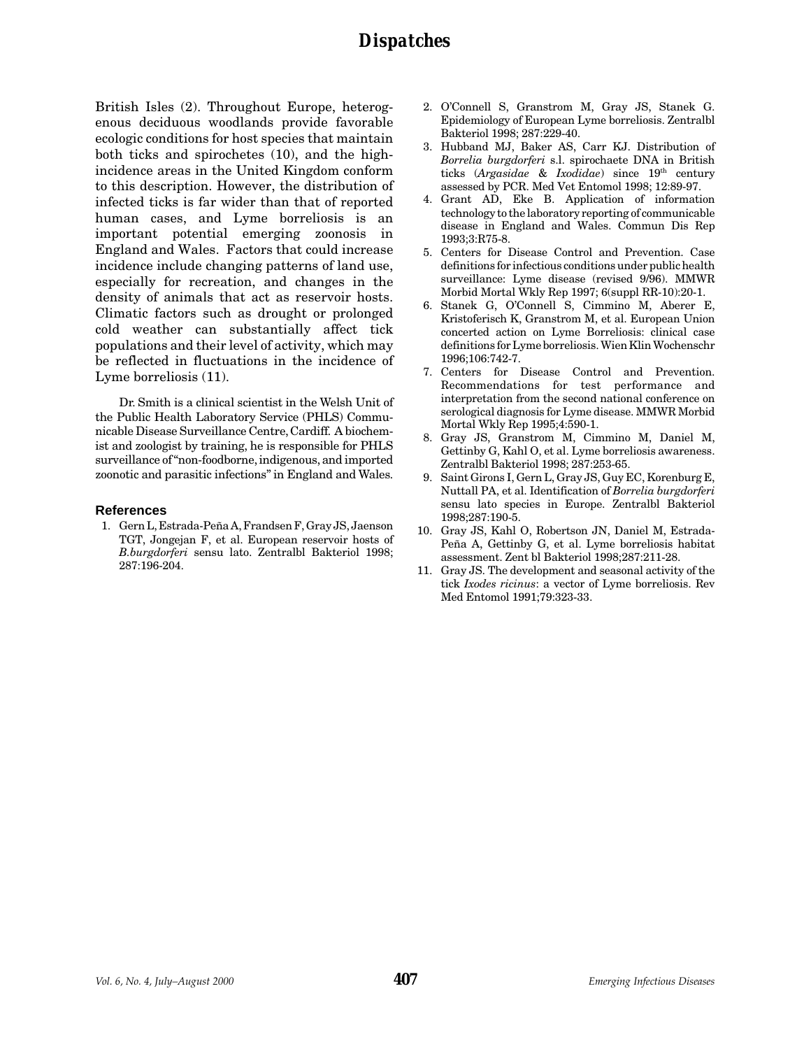British Isles (2). Throughout Europe, heterogenous deciduous woodlands provide favorable ecologic conditions for host species that maintain both ticks and spirochetes (10), and the high-incidence areas in the United Kingdom conform to this description. However, the distribution of infected ticks is far wider than that of reported human cases, and Lyme borreliosis is an important potential emerging zoonosis in England and Wales. Factors that could increase incidence include changing patterns of land use, especially for recreation, and changes in the density of animals that act as reservoir hosts. Climatic factors such as drought or prolonged cold weather can substantially affect tick populations and their level of activity, which may be reflected in fluctuations in the incidence of Lyme borreliosis (11).

Dr. Smith is a clinical scientist in the Welsh Unit of the Public Health Laboratory Service (PHLS) Communicable Disease Surveillance Centre, Cardiff. A biochemist and zoologist by training, he is responsible for PHLS surveillance of "non-foodborne, indigenous, and imported zoonotic and parasitic infections" in England and Wales.

## References

1. Gern L, Estrada-Peña A, Frandsen F, Gray JS, Jaenson TGT, Jongejan F, et al. European reservoir hosts of *B.burgdorferi* sensu lato. Zentralbl Bakteriol 1998; 287:196-204.
2. O'Connell S, Granstrom M, Gray JS, Stanek G. Epidemiology of European Lyme borreliosis. Zentralbl Bakteriol 1998; 287:229-40.
3. Hubband MJ, Baker AS, Carr KJ. Distribution of *Borrelia burgdorferi* s.l. spirochaete DNA in British ticks (*Argasidae* & *Ixodidae*) since 19th century assessed by PCR. Med Vet Entomol 1998; 12:89-97.
4. Grant AD, Eke B. Application of information technology to the laboratory reporting of communicable disease in England and Wales. Commun Dis Rep 1993;3:R75-8.
5. Centers for Disease Control and Prevention. Case definitions for infectious conditions under public health surveillance: Lyme disease (revised 9/96). MMWR Morbid Mortal Wkly Rep 1997; 6(suppl RR-10):20-1.
6. Stanek G, O'Connell S, Cimmino M, Aberer E, Kristoferisch K, Granstrom M, et al. European Union concerted action on Lyme Borreliosis: clinical case definitions for Lyme borreliosis. Wien Klin Wochenschr 1996;106:742-7.
7. Centers for Disease Control and Prevention. Recommendations for test performance and interpretation from the second national conference on serological diagnosis for Lyme disease. MMWR Morbid Mortal Wkly Rep 1995;4:590-1.
8. Gray JS, Granstrom M, Cimmino M, Daniel M, Gettinby G, Kahl O, et al. Lyme borreliosis awareness. Zentralbl Bakteriol 1998; 287:253-65.
9. Saint Girons I, Gern L, Gray JS, Guy EC, Korenburg E, Nuttall PA, et al. Identification of *Borrelia burgdorferi* sensu lato species in Europe. Zentralbl Bakteriol 1998;287:190-5.
10. Gray JS, Kahl O, Robertson JN, Daniel M, Estrada-Peña A, Gettinby G, et al. Lyme borreliosis habitat assessment. Zent bl Bakteriol 1998;287:211-28.
11. Gray JS. The development and seasonal activity of the tick *Ixodes ricinus*: a vector of Lyme borreliosis. Rev Med Entomol 1991;79:323-33.